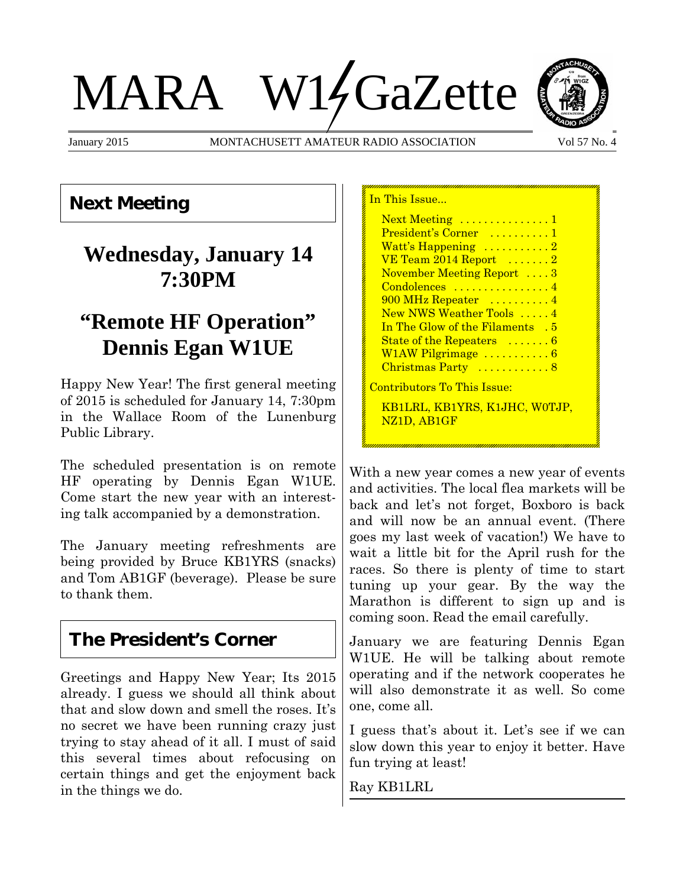# MARA W1GaZette

January 2015 — MONTACHUSETT AMATEUR RADIO ASSOCIATION — Vol 57 No. 4

## Next Meeting

## Wednesday, January 14 7:30PM

## "Remote HF Operation" Dennis Egan W1UE

Happy New Year! The first general meeting of 2015 is scheduled for January 14, 7:30pm in the Wallace Room of the Lunenburg Public Library.

The scheduled presentation is on remote HF operating by Dennis Egan W1UE. Come start the new year with an interesting talk accompanied by a demonstration.

The January meeting refreshments are being provided by Bruce KB1YRS (snacks) and Tom AB1GF (beverage). Please be sure to thank them.

## The President's Corner

Greetings and Happy New Year; Its 2015 already. I guess we should all think about that and slow down and smell the roses. It's no secret we have been running crazy just trying to stay ahead of it all. I must of said this several times about refocusing on certain things and get the enjoyment back in the things we do.

With a new year comes a new year of events and activities. The local flea markets will be back and let's not forget, Boxboro is back and will now be an annual event. (There goes my last week of vacation!) We have to wait a little bit for the April rush for the races. So there is plenty of time to start tuning up your gear. By the way the Marathon is different to sign up and is coming soon. Read the email carefully.

January we are featuring Dennis Egan W1UE. He will be talking about remote operating and if the network cooperates he will also demonstrate it as well. So come one, come all.

I guess that's about it. Let's see if we can slow down this year to enjoy it better. Have fun trying at least!

Ray KB1LRL

---

In This Issue...

- Next Meeting ............... 1
- President's Corner .......... 1
- Watt's Happening ........... 2
- VE Team 2014 Report ....... 2
- November Meeting Report .... 3
- Condolences ................ 4
- 900 MHz Repeater .......... 4
- New NWS Weather Tools ..... 4
- In The Glow of the Filaments . 5
- State of the Repeaters ....... 6
- W1AW Pilgrimage ........... 6
- Christmas Party ............ 8

Contributors To This Issue:

KB1LRL, KB1YRS, K1JHC, W0TJP, NZ1D, AB1GF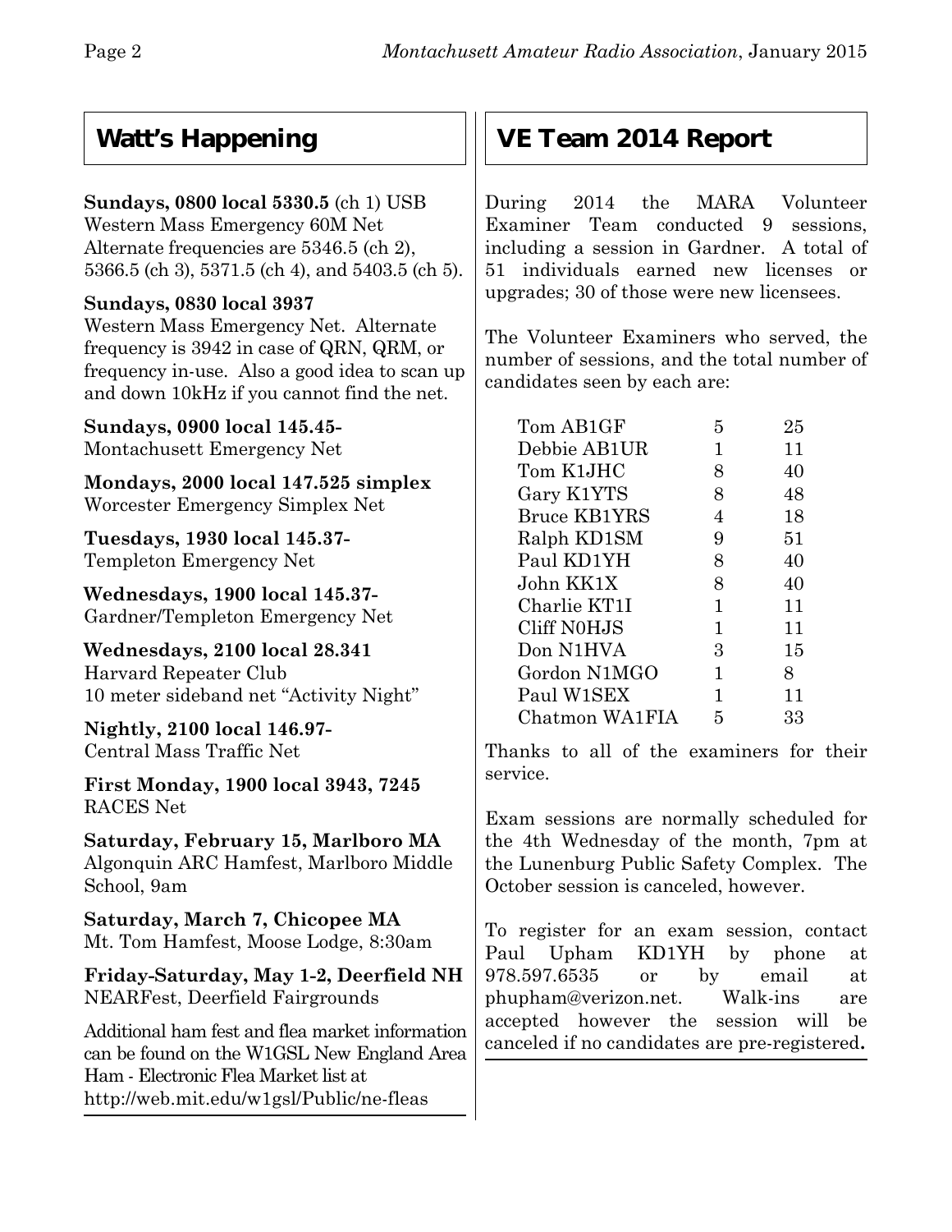## Watt's Happening

**Sundays, 0800 local 5330.5** (ch 1) USB
Western Mass Emergency 60M Net
Alternate frequencies are 5346.5 (ch 2), 5366.5 (ch 3), 5371.5 (ch 4), and 5403.5 (ch 5).

**Sundays, 0830 local 3937**
Western Mass Emergency Net. Alternate frequency is 3942 in case of QRN, QRM, or frequency in-use. Also a good idea to scan up and down 10kHz if you cannot find the net.

**Sundays, 0900 local 145.45-**
Montachusett Emergency Net

**Mondays, 2000 local 147.525 simplex**
Worcester Emergency Simplex Net

**Tuesdays, 1930 local 145.37-**
Templeton Emergency Net

**Wednesdays, 1900 local 145.37-**
Gardner/Templeton Emergency Net

**Wednesdays, 2100 local 28.341**
Harvard Repeater Club
10 meter sideband net "Activity Night"

**Nightly, 2100 local 146.97-**
Central Mass Traffic Net

**First Monday, 1900 local 3943, 7245**
RACES Net

**Saturday, February 15, Marlboro MA**
Algonquin ARC Hamfest, Marlboro Middle School, 9am

**Saturday, March 7, Chicopee MA**
Mt. Tom Hamfest, Moose Lodge, 8:30am

**Friday-Saturday, May 1-2, Deerfield NH**
NEARFest, Deerfield Fairgrounds

Additional ham fest and flea market information can be found on the W1GSL New England Area Ham - Electronic Flea Market list at http://web.mit.edu/w1gsl/Public/ne-fleas

## VE Team 2014 Report

During 2014 the MARA Volunteer Examiner Team conducted 9 sessions, including a session in Gardner. A total of 51 individuals earned new licenses or upgrades; 30 of those were new licensees.

The Volunteer Examiners who served, the number of sessions, and the total number of candidates seen by each are:

| Examiner | Sessions | Candidates |
|---|---|---|
| Tom AB1GF | 5 | 25 |
| Debbie AB1UR | 1 | 11 |
| Tom K1JHC | 8 | 40 |
| Gary K1YTS | 8 | 48 |
| Bruce KB1YRS | 4 | 18 |
| Ralph KD1SM | 9 | 51 |
| Paul KD1YH | 8 | 40 |
| John KK1X | 8 | 40 |
| Charlie KT1I | 1 | 11 |
| Cliff N0HJS | 1 | 11 |
| Don N1HVA | 3 | 15 |
| Gordon N1MGO | 1 | 8 |
| Paul W1SEX | 1 | 11 |
| Chatmon WA1FIA | 5 | 33 |

Thanks to all of the examiners for their service.

Exam sessions are normally scheduled for the 4th Wednesday of the month, 7pm at the Lunenburg Public Safety Complex. The October session is canceled, however.

To register for an exam session, contact Paul Upham KD1YH by phone at 978.597.6535 or by email at phupham@verizon.net. Walk-ins are accepted however the session will be canceled if no candidates are pre-registered**.**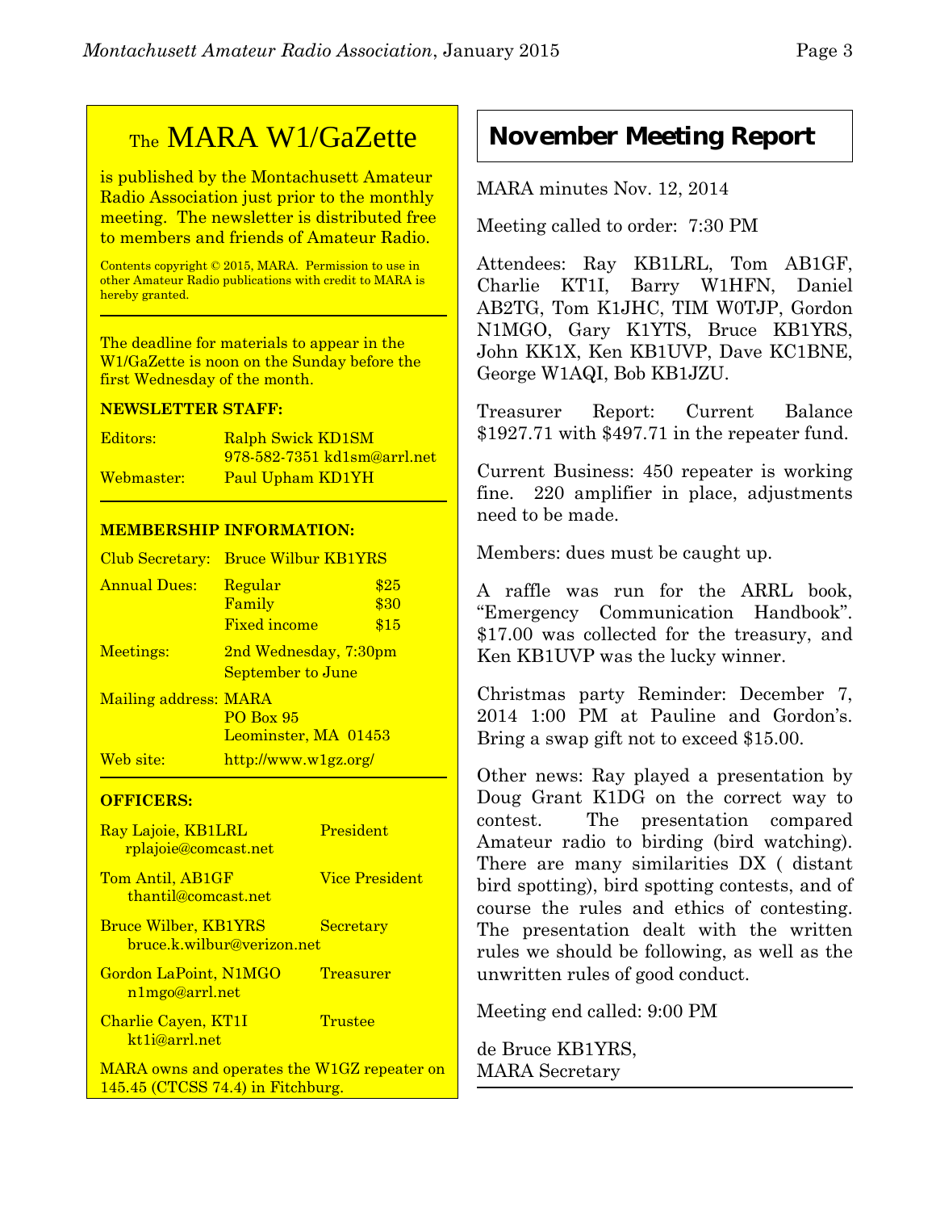## The MARA W1/GaZette

is published by the Montachusett Amateur Radio Association just prior to the monthly meeting. The newsletter is distributed free to members and friends of Amateur Radio.

Contents copyright © 2015, MARA. Permission to use in other Amateur Radio publications with credit to MARA is hereby granted.

The deadline for materials to appear in the W1/GaZette is noon on the Sunday before the first Wednesday of the month.

**NEWSLETTER STAFF:**

| | |
|---|---|
| Editors: | Ralph Swick KD1SM<br>978-582-7351 kd1sm@arrl.net |
| Webmaster: | Paul Upham KD1YH |

**MEMBERSHIP INFORMATION:**

| | | |
|---|---|---|
| Club Secretary: | Bruce Wilbur KB1YRS | |
| Annual Dues: | Regular | $25 |
| | Family | $30 |
| | Fixed income | $15 |
| Meetings: | 2nd Wednesday, 7:30pm<br>September to June | |
| Mailing address: | MARA<br>PO Box 95<br>Leominster, MA 01453 | |
| Web site: | http://www.w1gz.org/ | |

**OFFICERS:**

| | |
|---|---|
| Ray Lajoie, KB1LRL<br>rplajoie@comcast.net | President |
| Tom Antil, AB1GF<br>thantil@comcast.net | Vice President |
| Bruce Wilber, KB1YRS<br>bruce.k.wilbur@verizon.net | Secretary |
| Gordon LaPoint, N1MGO<br>n1mgo@arrl.net | Treasurer |
| Charlie Cayen, KT1I<br>kt1i@arrl.net | Trustee |

MARA owns and operates the W1GZ repeater on 145.45 (CTCSS 74.4) in Fitchburg.

## November Meeting Report

MARA minutes Nov. 12, 2014

Meeting called to order: 7:30 PM

Attendees: Ray KB1LRL, Tom AB1GF, Charlie KT1I, Barry W1HFN, Daniel AB2TG, Tom K1JHC, TIM W0TJP, Gordon N1MGO, Gary K1YTS, Bruce KB1YRS, John KK1X, Ken KB1UVP, Dave KC1BNE, George W1AQI, Bob KB1JZU.

Treasurer Report: Current Balance $1927.71 with $497.71 in the repeater fund.

Current Business: 450 repeater is working fine. 220 amplifier in place, adjustments need to be made.

Members: dues must be caught up.

A raffle was run for the ARRL book, "Emergency Communication Handbook". $17.00 was collected for the treasury, and Ken KB1UVP was the lucky winner.

Christmas party Reminder: December 7, 2014 1:00 PM at Pauline and Gordon's. Bring a swap gift not to exceed $15.00.

Other news: Ray played a presentation by Doug Grant K1DG on the correct way to contest. The presentation compared Amateur radio to birding (bird watching). There are many similarities DX ( distant bird spotting), bird spotting contests, and of course the rules and ethics of contesting. The presentation dealt with the written rules we should be following, as well as the unwritten rules of good conduct.

Meeting end called: 9:00 PM

de Bruce KB1YRS,
MARA Secretary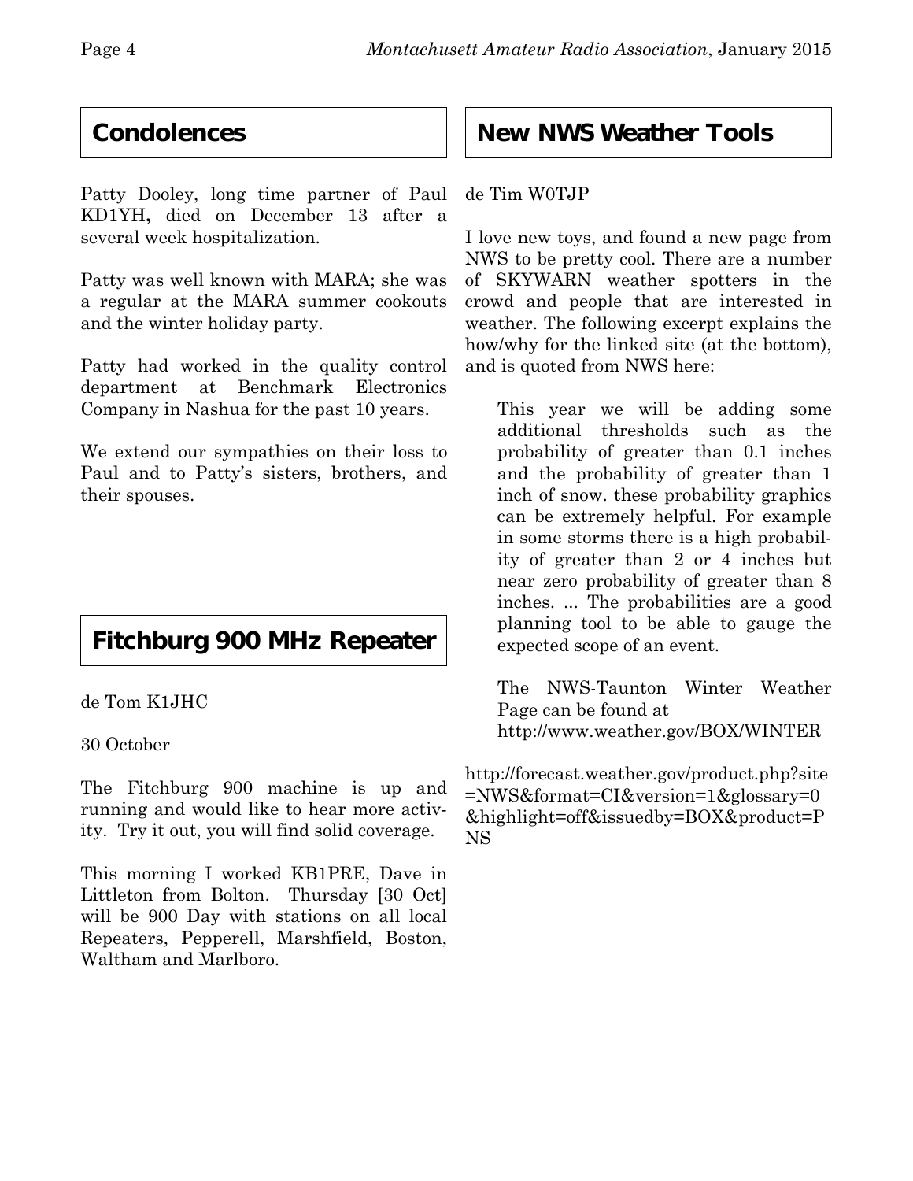## Condolences

Patty Dooley, long time partner of Paul KD1YH**,** died on December 13 after a several week hospitalization.

Patty was well known with MARA; she was a regular at the MARA summer cookouts and the winter holiday party.

Patty had worked in the quality control department at Benchmark Electronics Company in Nashua for the past 10 years.

We extend our sympathies on their loss to Paul and to Patty's sisters, brothers, and their spouses.

## Fitchburg 900 MHz Repeater

de Tom K1JHC

30 October

The Fitchburg 900 machine is up and running and would like to hear more activity. Try it out, you will find solid coverage.

This morning I worked KB1PRE, Dave in Littleton from Bolton. Thursday [30 Oct] will be 900 Day with stations on all local Repeaters, Pepperell, Marshfield, Boston, Waltham and Marlboro.

## New NWS Weather Tools

de Tim W0TJP

I love new toys, and found a new page from NWS to be pretty cool. There are a number of SKYWARN weather spotters in the crowd and people that are interested in weather. The following excerpt explains the how/why for the linked site (at the bottom), and is quoted from NWS here:

> This year we will be adding some additional thresholds such as the probability of greater than 0.1 inches and the probability of greater than 1 inch of snow. these probability graphics can be extremely helpful. For example in some storms there is a high probability of greater than 2 or 4 inches but near zero probability of greater than 8 inches. ... The probabilities are a good planning tool to be able to gauge the expected scope of an event.
>
> The NWS-Taunton Winter Weather Page can be found at http://www.weather.gov/BOX/WINTER

http://forecast.weather.gov/product.php?site=NWS&format=CI&version=1&glossary=0&highlight=off&issuedby=BOX&product=PNS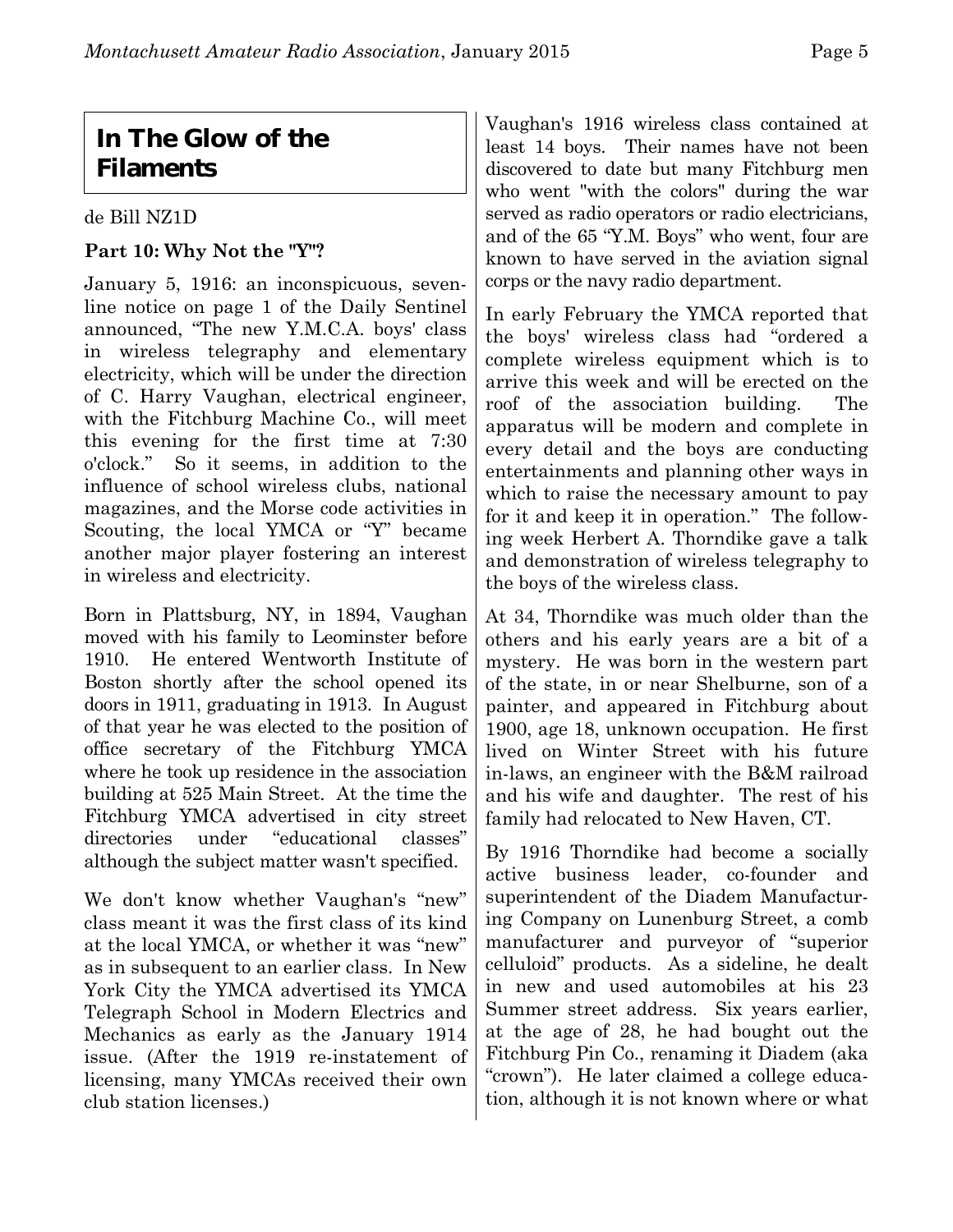## In The Glow of the Filaments

de Bill NZ1D

**Part 10: Why Not the "Y"?**

January 5, 1916: an inconspicuous, seven-line notice on page 1 of the Daily Sentinel announced, "The new Y.M.C.A. boys' class in wireless telegraphy and elementary electricity, which will be under the direction of C. Harry Vaughan, electrical engineer, with the Fitchburg Machine Co., will meet this evening for the first time at 7:30 o'clock." So it seems, in addition to the influence of school wireless clubs, national magazines, and the Morse code activities in Scouting, the local YMCA or "Y" became another major player fostering an interest in wireless and electricity.

Born in Plattsburg, NY, in 1894, Vaughan moved with his family to Leominster before 1910. He entered Wentworth Institute of Boston shortly after the school opened its doors in 1911, graduating in 1913. In August of that year he was elected to the position of office secretary of the Fitchburg YMCA where he took up residence in the association building at 525 Main Street. At the time the Fitchburg YMCA advertised in city street directories under "educational classes" although the subject matter wasn't specified.

We don't know whether Vaughan's "new" class meant it was the first class of its kind at the local YMCA, or whether it was "new" as in subsequent to an earlier class. In New York City the YMCA advertised its YMCA Telegraph School in Modern Electrics and Mechanics as early as the January 1914 issue. (After the 1919 re-instatement of licensing, many YMCAs received their own club station licenses.)

Vaughan's 1916 wireless class contained at least 14 boys. Their names have not been discovered to date but many Fitchburg men who went "with the colors" during the war served as radio operators or radio electricians, and of the 65 "Y.M. Boys" who went, four are known to have served in the aviation signal corps or the navy radio department.

In early February the YMCA reported that the boys' wireless class had "ordered a complete wireless equipment which is to arrive this week and will be erected on the roof of the association building. The apparatus will be modern and complete in every detail and the boys are conducting entertainments and planning other ways in which to raise the necessary amount to pay for it and keep it in operation." The following week Herbert A. Thorndike gave a talk and demonstration of wireless telegraphy to the boys of the wireless class.

At 34, Thorndike was much older than the others and his early years are a bit of a mystery. He was born in the western part of the state, in or near Shelburne, son of a painter, and appeared in Fitchburg about 1900, age 18, unknown occupation. He first lived on Winter Street with his future in-laws, an engineer with the B&M railroad and his wife and daughter. The rest of his family had relocated to New Haven, CT.

By 1916 Thorndike had become a socially active business leader, co-founder and superintendent of the Diadem Manufacturing Company on Lunenburg Street, a comb manufacturer and purveyor of "superior celluloid" products. As a sideline, he dealt in new and used automobiles at his 23 Summer street address. Six years earlier, at the age of 28, he had bought out the Fitchburg Pin Co., renaming it Diadem (aka "crown"). He later claimed a college education, although it is not known where or what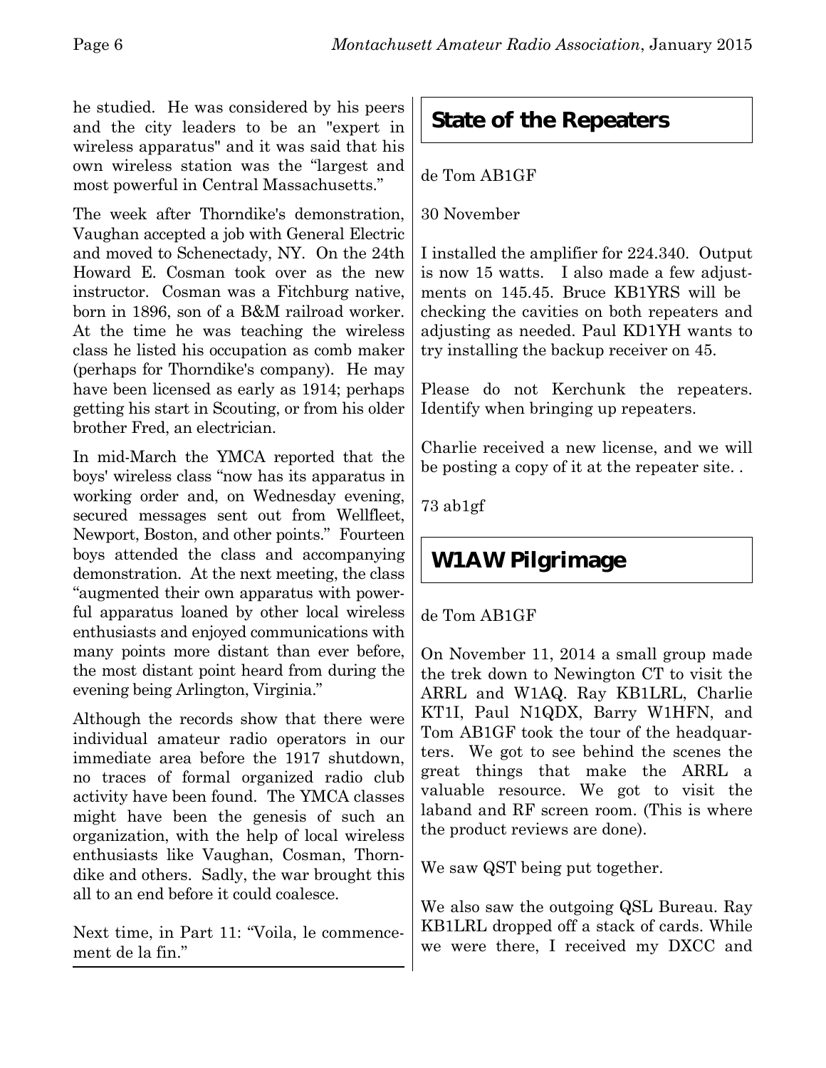he studied. He was considered by his peers and the city leaders to be an "expert in wireless apparatus" and it was said that his own wireless station was the "largest and most powerful in Central Massachusetts."

The week after Thorndike's demonstration, Vaughan accepted a job with General Electric and moved to Schenectady, NY. On the 24th Howard E. Cosman took over as the new instructor. Cosman was a Fitchburg native, born in 1896, son of a B&M railroad worker. At the time he was teaching the wireless class he listed his occupation as comb maker (perhaps for Thorndike's company). He may have been licensed as early as 1914; perhaps getting his start in Scouting, or from his older brother Fred, an electrician.

In mid-March the YMCA reported that the boys' wireless class "now has its apparatus in working order and, on Wednesday evening, secured messages sent out from Wellfleet, Newport, Boston, and other points." Fourteen boys attended the class and accompanying demonstration. At the next meeting, the class "augmented their own apparatus with powerful apparatus loaned by other local wireless enthusiasts and enjoyed communications with many points more distant than ever before, the most distant point heard from during the evening being Arlington, Virginia."

Although the records show that there were individual amateur radio operators in our immediate area before the 1917 shutdown, no traces of formal organized radio club activity have been found. The YMCA classes might have been the genesis of such an organization, with the help of local wireless enthusiasts like Vaughan, Cosman, Thorndike and others. Sadly, the war brought this all to an end before it could coalesce.

Next time, in Part 11: "Voila, le commencement de la fin."

## State of the Repeaters

de Tom AB1GF

30 November

I installed the amplifier for 224.340. Output is now 15 watts. I also made a few adjustments on 145.45. Bruce KB1YRS will be checking the cavities on both repeaters and adjusting as needed. Paul KD1YH wants to try installing the backup receiver on 45.

Please do not Kerchunk the repeaters. Identify when bringing up repeaters.

Charlie received a new license, and we will be posting a copy of it at the repeater site. .

73 ab1gf

## W1AW Pilgrimage

de Tom AB1GF

On November 11, 2014 a small group made the trek down to Newington CT to visit the ARRL and W1AQ. Ray KB1LRL, Charlie KT1I, Paul N1QDX, Barry W1HFN, and Tom AB1GF took the tour of the headquarters. We got to see behind the scenes the great things that make the ARRL a valuable resource. We got to visit the laband and RF screen room. (This is where the product reviews are done).

We saw QST being put together.

We also saw the outgoing QSL Bureau. Ray KB1LRL dropped off a stack of cards. While we were there, I received my DXCC and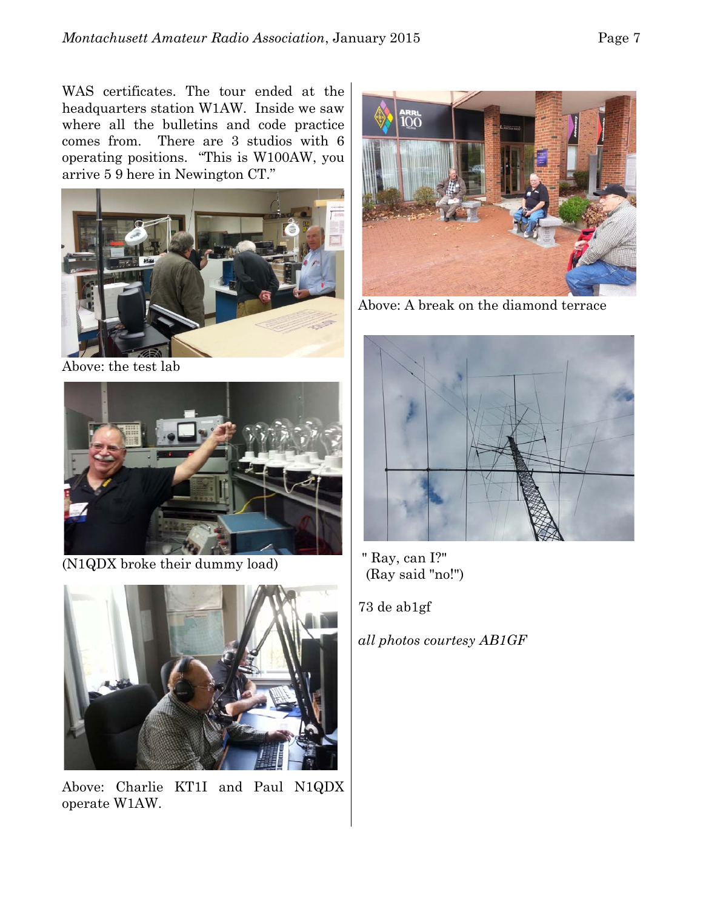WAS certificates. The tour ended at the headquarters station W1AW. Inside we saw where all the bulletins and code practice comes from. There are 3 studios with 6 operating positions. "This is W100AW, you arrive 5 9 here in Newington CT."

Above: the test lab

(N1QDX broke their dummy load)

Above: Charlie KT1I and Paul N1QDX operate W1AW.

Above: A break on the diamond terrace

" Ray, can I?"
(Ray said "no!")

73 de ab1gf

*all photos courtesy AB1GF*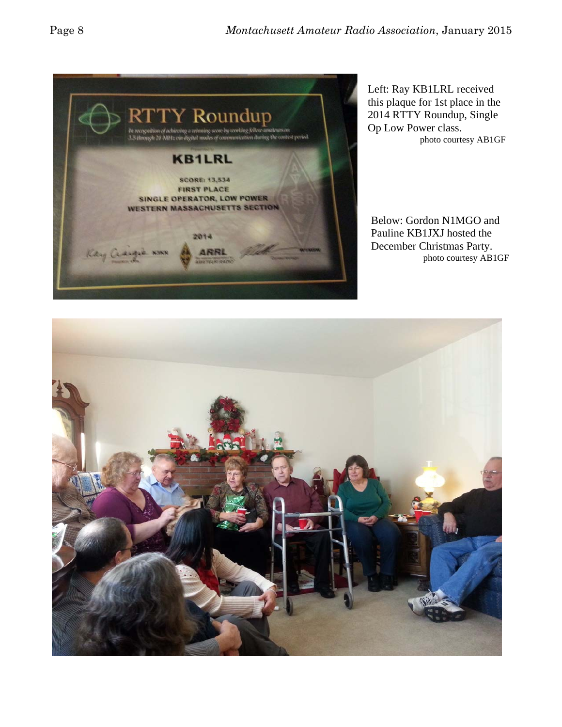Left: Ray KB1LRL received this plaque for 1st place in the 2014 RTTY Roundup, Single Op Low Power class.

photo courtesy AB1GF

Below: Gordon N1MGO and Pauline KB1JXJ hosted the December Christmas Party.

photo courtesy AB1GF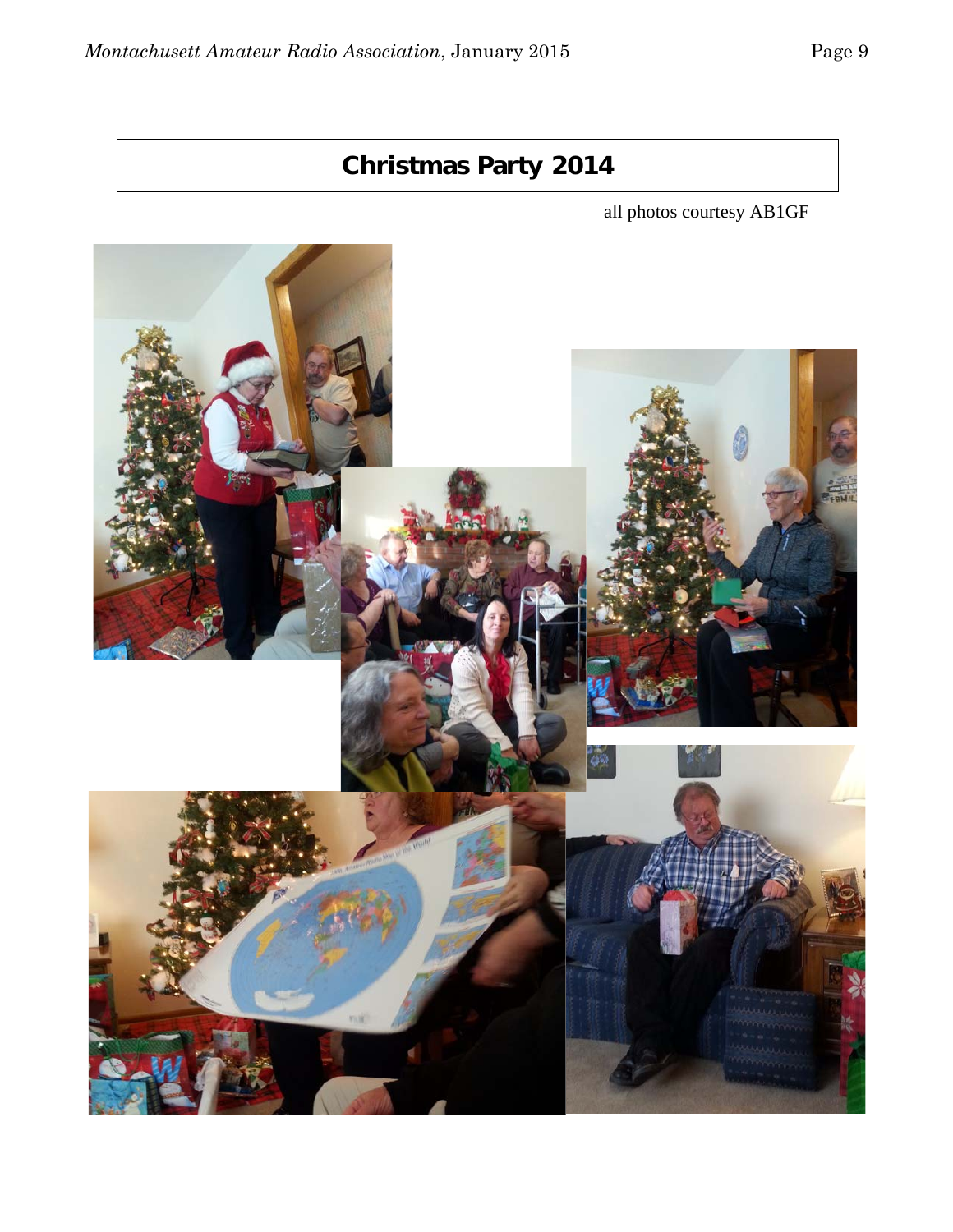## Christmas Party 2014

all photos courtesy AB1GF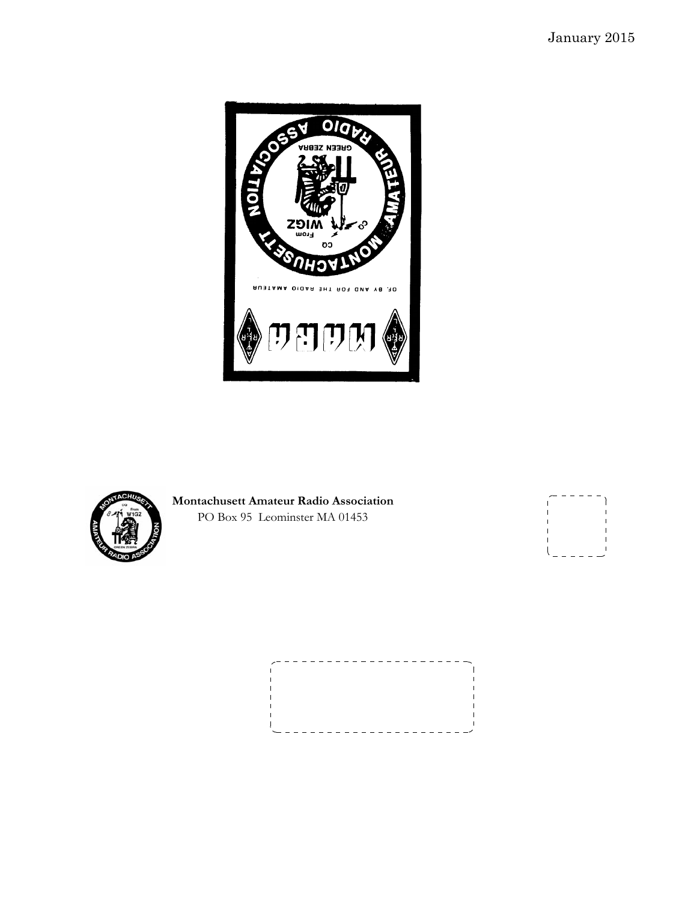Montachusett Amateur Radio Association

PO Box 95 Leominster MA 01453